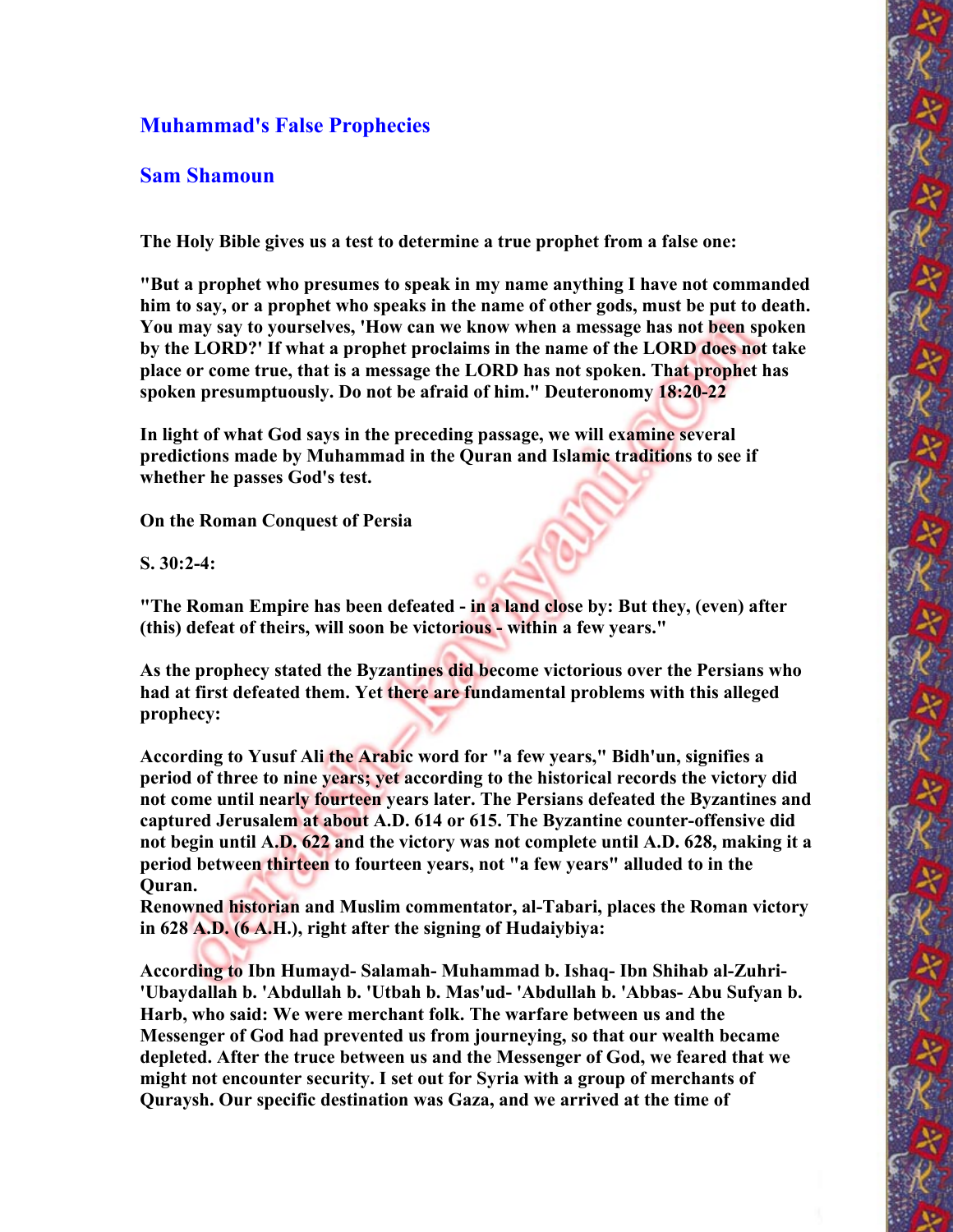## Muhammad's False Prophecies

## Sam Shamoun

**The Holy Bible gives us a test to determine a true prophet from a false one:**

**"But a prophet who presumes to speak in my name anything I have not commanded him to say, or a prophet who speaks in the name of other gods, must be put to death. You may say to yourselves, 'How can we know when a message has not been spoken by the LORD?' If what a prophet proclaims in the name of the LORD does not take place or come true, that is a message the LORD has not spoken. That prophet has spoken presumptuously. Do not be afraid of him." Deuteronomy 18:20-22**

**In light of what God says in the preceding passage, we will examine several predictions made by Muhammad in the Quran and Islamic traditions to see if whether he passes God's test.**

**On the Roman Conquest of Persia**

**S. 30:2-4:**

**"The Roman Empire has been defeated - in a land close by: But they, (even) after (this) defeat of theirs, will soon be victorious - within a few years."**

**As the prophecy stated the Byzantines did become victorious over the Persians who had at first defeated them. Yet there are fundamental problems with this alleged prophecy:**

**According to Yusuf Ali the Arabic word for "a few years," Bidh'un, signifies a period of three to nine years; yet according to the historical records the victory did not come until nearly fourteen years later. The Persians defeated the Byzantines and captured Jerusalem at about A.D. 614 or 615. The Byzantine counter-offensive did not begin until A.D. 622 and the victory was not complete until A.D. 628, making it a period between thirteen to fourteen years, not "a few years" alluded to in the Quran.**
**Renowned historian and Muslim commentator, al-Tabari, places the Roman victory in 628 A.D. (6 A.H.), right after the signing of Hudaybiya:**

**According to Ibn Humayd- Salamah- Muhammad b. Ishaq- Ibn Shihab al-Zuhri- 'Ubaydallah b. 'Abdullah b. 'Utbah b. Mas'ud- 'Abdullah b. 'Abbas- Abu Sufyan b. Harb, who said: We were merchant folk. The warfare between us and the Messenger of God had prevented us from journeying, so that our wealth became depleted. After the truce between us and the Messenger of God, we feared that we might not encounter security. I set out for Syria with a group of merchants of Quraysh. Our specific destination was Gaza, and we arrived at the time of**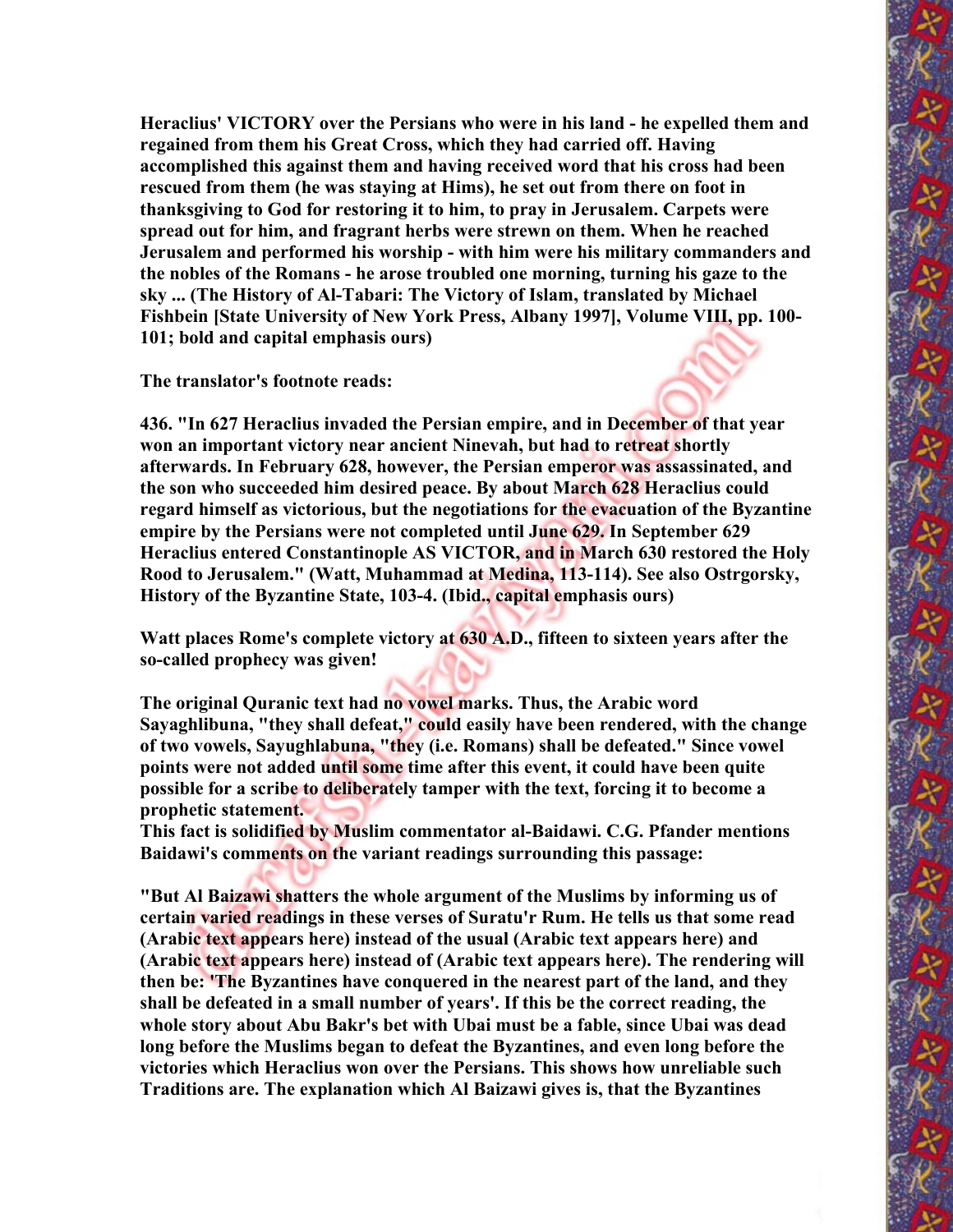**Heraclius' VICTORY over the Persians who were in his land - he expelled them and regained from them his Great Cross, which they had carried off. Having accomplished this against them and having received word that his cross had been rescued from them (he was staying at Hims), he set out from there on foot in thanksgiving to God for restoring it to him, to pray in Jerusalem. Carpets were spread out for him, and fragrant herbs were strewn on them. When he reached Jerusalem and performed his worship - with him were his military commanders and the nobles of the Romans - he arose troubled one morning, turning his gaze to the sky ... (The History of Al-Tabari: The Victory of Islam, translated by Michael Fishbein [State University of New York Press, Albany 1997], Volume VIII, pp. 100-101; bold and capital emphasis ours)**

**The translator's footnote reads:**

**436. "In 627 Heraclius invaded the Persian empire, and in December of that year won an important victory near ancient Ninevah, but had to retreat shortly afterwards. In February 628, however, the Persian emperor was assassinated, and the son who succeeded him desired peace. By about March 628 Heraclius could regard himself as victorious, but the negotiations for the evacuation of the Byzantine empire by the Persians were not completed until June 629. In September 629 Heraclius entered Constantinople AS VICTOR, and in March 630 restored the Holy Rood to Jerusalem." (Watt, Muhammad at Medina, 113-114). See also Ostrgorsky, History of the Byzantine State, 103-4. (Ibid., capital emphasis ours)**

**Watt places Rome's complete victory at 630 A.D., fifteen to sixteen years after the so-called prophecy was given!**

**The original Quranic text had no vowel marks. Thus, the Arabic word Sayaghlibuna, "they shall defeat," could easily have been rendered, with the change of two vowels, Sayughlabuna, "they (i.e. Romans) shall be defeated." Since vowel points were not added until some time after this event, it could have been quite possible for a scribe to deliberately tamper with the text, forcing it to become a prophetic statement.**
**This fact is solidified by Muslim commentator al-Baidawi. C.G. Pfander mentions Baidawi's comments on the variant readings surrounding this passage:**

**"But Al Baizawi shatters the whole argument of the Muslims by informing us of certain varied readings in these verses of Suratu'r Rum. He tells us that some read (Arabic text appears here) instead of the usual (Arabic text appears here) and (Arabic text appears here) instead of (Arabic text appears here). The rendering will then be: 'The Byzantines have conquered in the nearest part of the land, and they shall be defeated in a small number of years'. If this be the correct reading, the whole story about Abu Bakr's bet with Ubai must be a fable, since Ubai was dead long before the Muslims began to defeat the Byzantines, and even long before the victories which Heraclius won over the Persians. This shows how unreliable such Traditions are. The explanation which Al Baizawi gives is, that the Byzantines**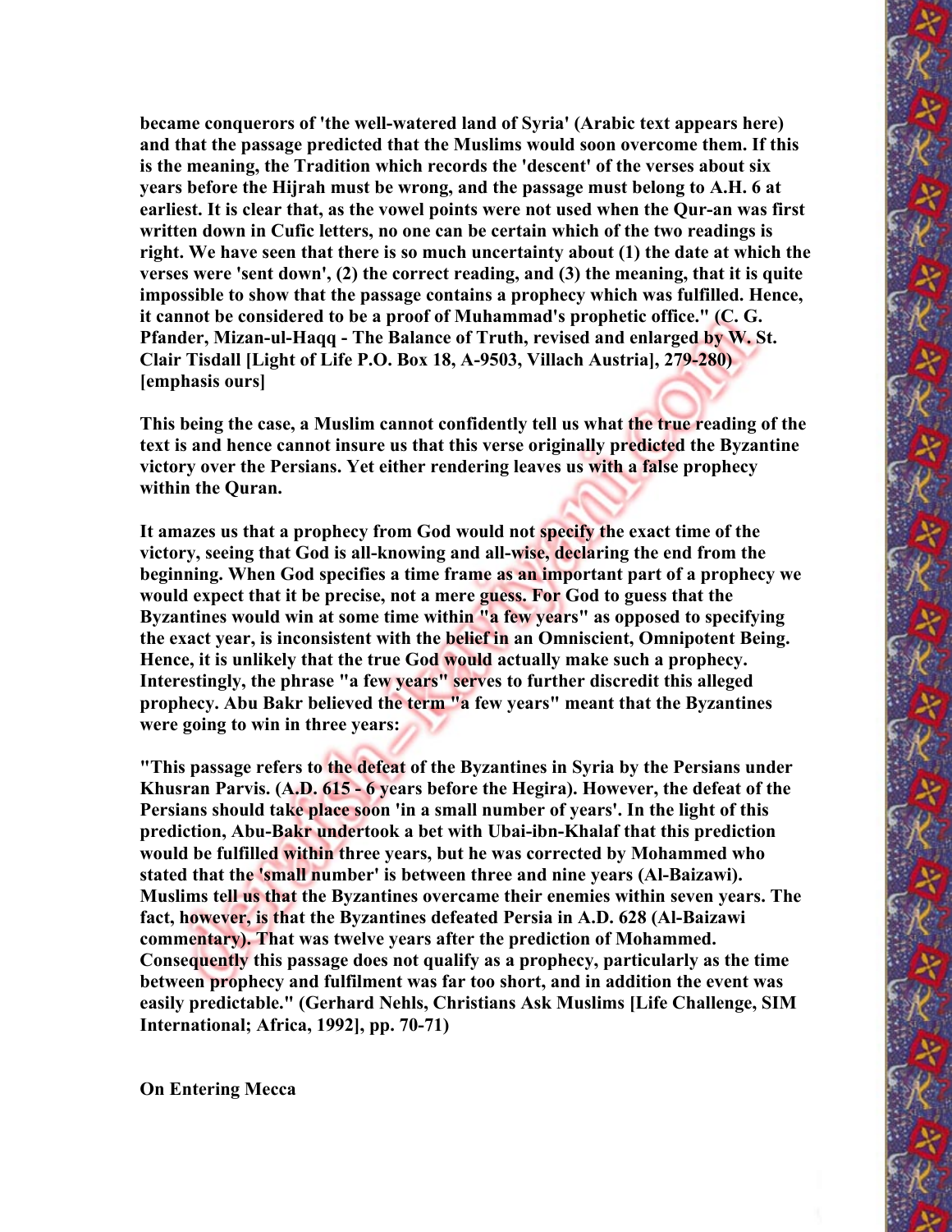**became conquerors of 'the well-watered land of Syria' (Arabic text appears here) and that the passage predicted that the Muslims would soon overcome them. If this is the meaning, the Tradition which records the 'descent' of the verses about six years before the Hijrah must be wrong, and the passage must belong to A.H. 6 at earliest. It is clear that, as the vowel points were not used when the Qur-an was first written down in Cufic letters, no one can be certain which of the two readings is right. We have seen that there is so much uncertainty about (1) the date at which the verses were 'sent down', (2) the correct reading, and (3) the meaning, that it is quite impossible to show that the passage contains a prophecy which was fulfilled. Hence, it cannot be considered to be a proof of Muhammad's prophetic office." (C. G. Pfander, Mizan-ul-Haqq - The Balance of Truth, revised and enlarged by W. St. Clair Tisdall [Light of Life P.O. Box 18, A-9503, Villach Austria], 279-280) [emphasis ours]**

**This being the case, a Muslim cannot confidently tell us what the true reading of the text is and hence cannot insure us that this verse originally predicted the Byzantine victory over the Persians. Yet either rendering leaves us with a false prophecy within the Quran.**

**It amazes us that a prophecy from God would not specify the exact time of the victory, seeing that God is all-knowing and all-wise, declaring the end from the beginning. When God specifies a time frame as an important part of a prophecy we would expect that it be precise, not a mere guess. For God to guess that the Byzantines would win at some time within "a few years" as opposed to specifying the exact year, is inconsistent with the belief in an Omniscient, Omnipotent Being. Hence, it is unlikely that the true God would actually make such a prophecy. Interestingly, the phrase "a few years" serves to further discredit this alleged prophecy. Abu Bakr believed the term "a few years" meant that the Byzantines were going to win in three years:**

**"This passage refers to the defeat of the Byzantines in Syria by the Persians under Khusran Parvis. (A.D. 615 - 6 years before the Hegira). However, the defeat of the Persians should take place soon 'in a small number of years'. In the light of this prediction, Abu-Bakr undertook a bet with Ubai-ibn-Khalaf that this prediction would be fulfilled within three years, but he was corrected by Mohammed who stated that the 'small number' is between three and nine years (Al-Baizawi). Muslims tell us that the Byzantines overcame their enemies within seven years. The fact, however, is that the Byzantines defeated Persia in A.D. 628 (Al-Baizawi commentary). That was twelve years after the prediction of Mohammed. Consequently this passage does not qualify as a prophecy, particularly as the time between prophecy and fulfilment was far too short, and in addition the event was easily predictable." (Gerhard Nehls, Christians Ask Muslims [Life Challenge, SIM International; Africa, 1992], pp. 70-71)**

**On Entering Mecca**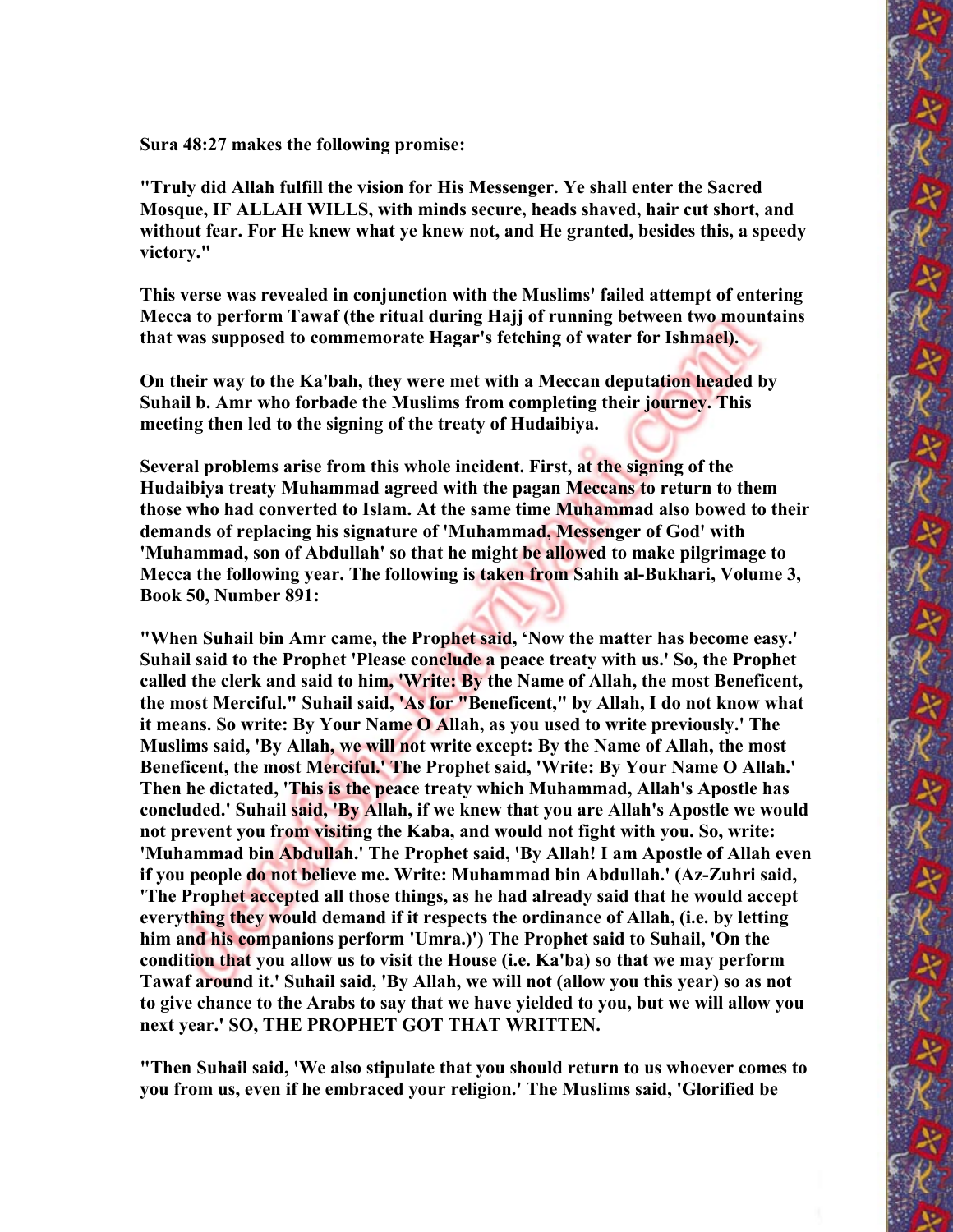**Sura 48:27 makes the following promise:**

**"Truly did Allah fulfill the vision for His Messenger. Ye shall enter the Sacred Mosque, IF ALLAH WILLS, with minds secure, heads shaved, hair cut short, and without fear. For He knew what ye knew not, and He granted, besides this, a speedy victory."**

**This verse was revealed in conjunction with the Muslims' failed attempt of entering Mecca to perform Tawaf (the ritual during Hajj of running between two mountains that was supposed to commemorate Hagar's fetching of water for Ishmael).**

**On their way to the Ka'bah, they were met with a Meccan deputation headed by Suhail b. Amr who forbade the Muslims from completing their journey. This meeting then led to the signing of the treaty of Hudaibiya.**

**Several problems arise from this whole incident. First, at the signing of the Hudaibiya treaty Muhammad agreed with the pagan Meccans to return to them those who had converted to Islam. At the same time Muhammad also bowed to their demands of replacing his signature of 'Muhammad, Messenger of God' with 'Muhammad, son of Abdullah' so that he might be allowed to make pilgrimage to Mecca the following year. The following is taken from Sahih al-Bukhari, Volume 3, Book 50, Number 891:**

**"When Suhail bin Amr came, the Prophet said, 'Now the matter has become easy.' Suhail said to the Prophet 'Please conclude a peace treaty with us.' So, the Prophet called the clerk and said to him, 'Write: By the Name of Allah, the most Beneficent, the most Merciful." Suhail said, 'As for "Beneficent," by Allah, I do not know what it means. So write: By Your Name O Allah, as you used to write previously.' The Muslims said, 'By Allah, we will not write except: By the Name of Allah, the most Beneficent, the most Merciful.' The Prophet said, 'Write: By Your Name O Allah.' Then he dictated, 'This is the peace treaty which Muhammad, Allah's Apostle has concluded.' Suhail said, 'By Allah, if we knew that you are Allah's Apostle we would not prevent you from visiting the Kaba, and would not fight with you. So, write: 'Muhammad bin Abdullah.' The Prophet said, 'By Allah! I am Apostle of Allah even if you people do not believe me. Write: Muhammad bin Abdullah.' (Az-Zuhri said, 'The Prophet accepted all those things, as he had already said that he would accept everything they would demand if it respects the ordinance of Allah, (i.e. by letting him and his companions perform 'Umra.)') The Prophet said to Suhail, 'On the condition that you allow us to visit the House (i.e. Ka'ba) so that we may perform Tawaf around it.' Suhail said, 'By Allah, we will not (allow you this year) so as not to give chance to the Arabs to say that we have yielded to you, but we will allow you next year.' SO, THE PROPHET GOT THAT WRITTEN.**

**"Then Suhail said, 'We also stipulate that you should return to us whoever comes to you from us, even if he embraced your religion.' The Muslims said, 'Glorified be**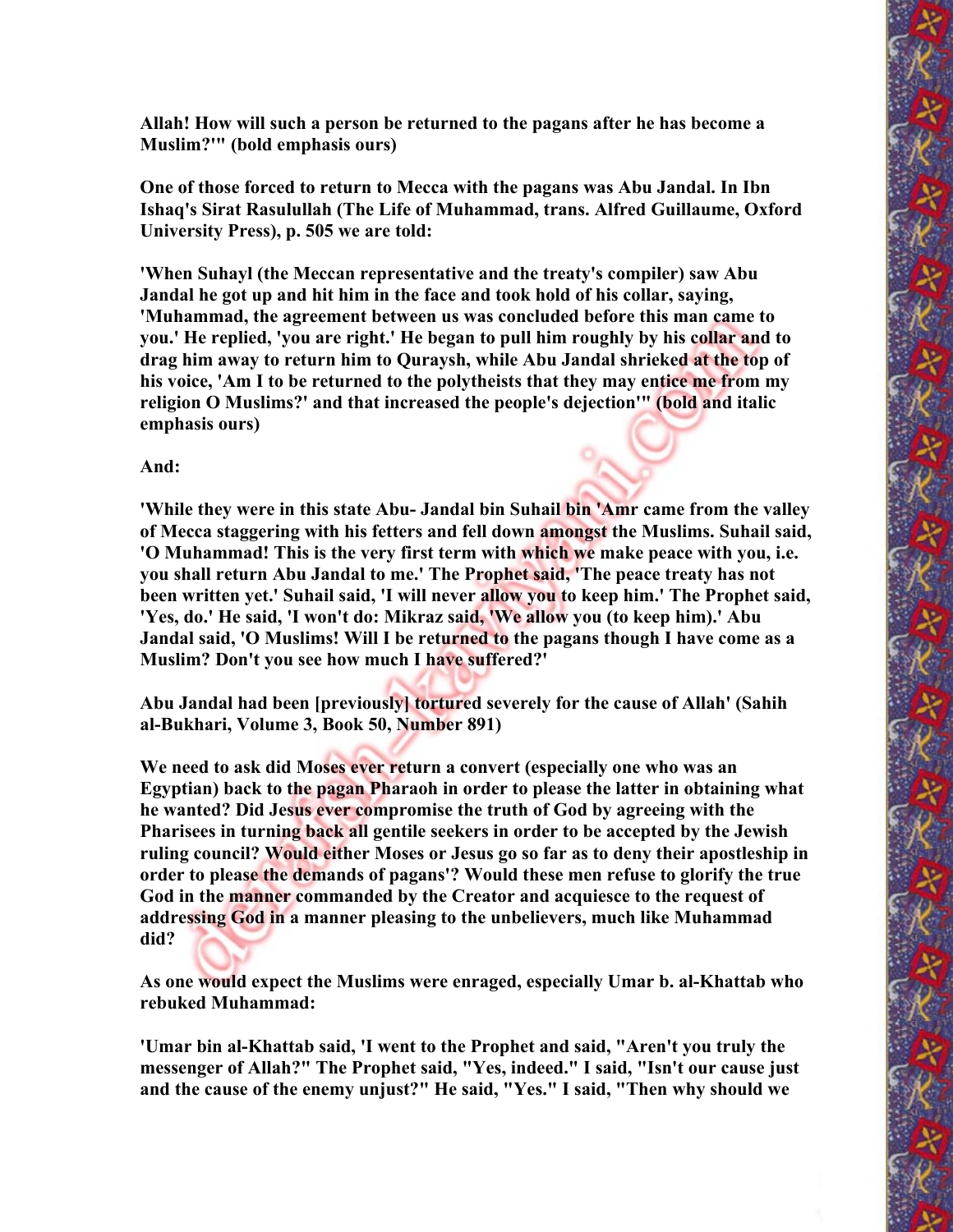**Allah! How will such a person be returned to the pagans after he has become a Muslim?'" (bold emphasis ours)**

**One of those forced to return to Mecca with the pagans was Abu Jandal. In Ibn Ishaq's Sirat Rasulullah (The Life of Muhammad, trans. Alfred Guillaume, Oxford University Press), p. 505 we are told:**

**'When Suhayl (the Meccan representative and the treaty's compiler) saw Abu Jandal he got up and hit him in the face and took hold of his collar, saying, 'Muhammad, the agreement between us was concluded before this man came to you.' He replied, 'you are right.' He began to pull him roughly by his collar and to drag him away to return him to Quraysh, while Abu Jandal shrieked at the top of his voice, 'Am I to be returned to the polytheists that they may entice me from my religion O Muslims?' and that increased the people's dejection'" (bold and italic emphasis ours)**

**And:**

**'While they were in this state Abu- Jandal bin Suhail bin 'Amr came from the valley of Mecca staggering with his fetters and fell down amongst the Muslims. Suhail said, 'O Muhammad! This is the very first term with which we make peace with you, i.e. you shall return Abu Jandal to me.' The Prophet said, 'The peace treaty has not been written yet.' Suhail said, 'I will never allow you to keep him.' The Prophet said, 'Yes, do.' He said, 'I won't do: Mikraz said, 'We allow you (to keep him).' Abu Jandal said, 'O Muslims! Will I be returned to the pagans though I have come as a Muslim? Don't you see how much I have suffered?'**

**Abu Jandal had been [previously] tortured severely for the cause of Allah' (Sahih al-Bukhari, Volume 3, Book 50, Number 891)**

**We need to ask did Moses ever return a convert (especially one who was an Egyptian) back to the pagan Pharaoh in order to please the latter in obtaining what he wanted? Did Jesus ever compromise the truth of God by agreeing with the Pharisees in turning back all gentile seekers in order to be accepted by the Jewish ruling council? Would either Moses or Jesus go so far as to deny their apostleship in order to please the demands of pagans'? Would these men refuse to glorify the true God in the manner commanded by the Creator and acquiesce to the request of addressing God in a manner pleasing to the unbelievers, much like Muhammad did?**

**As one would expect the Muslims were enraged, especially Umar b. al-Khattab who rebuked Muhammad:**

**'Umar bin al-Khattab said, 'I went to the Prophet and said, "Aren't you truly the messenger of Allah?" The Prophet said, "Yes, indeed." I said, "Isn't our cause just and the cause of the enemy unjust?" He said, "Yes." I said, "Then why should we**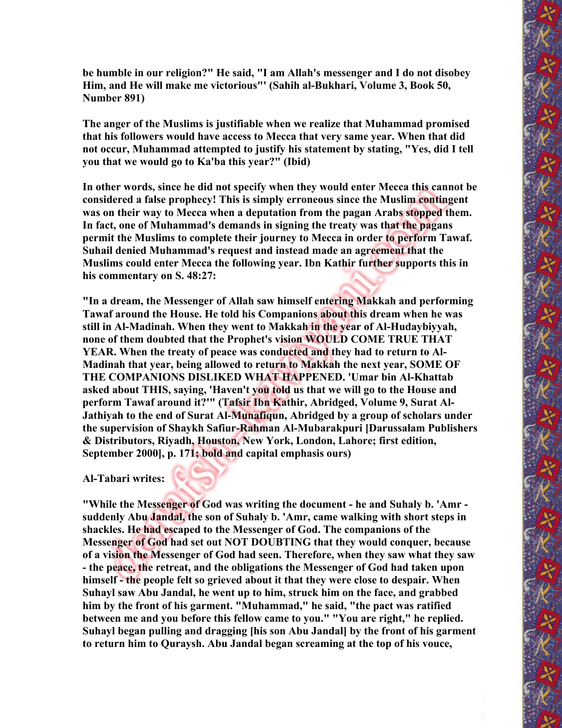be humble in our religion?" He said, "I am Allah's messenger and I do not disobey Him, and He will make me victorious"' (Sahih al-Bukhari, Volume 3, Book 50, Number 891)

The anger of the Muslims is justifiable when we realize that Muhammad promised that his followers would have access to Mecca that very same year. When that did not occur, Muhammad attempted to justify his statement by stating, "Yes, did I tell you that we would go to Ka'ba this year?" (Ibid)

In other words, since he did not specify when they would enter Mecca this cannot be considered a false prophecy! This is simply erroneous since the Muslim contingent was on their way to Mecca when a deputation from the pagan Arabs stopped them. In fact, one of Muhammad's demands in signing the treaty was that the pagans permit the Muslims to complete their journey to Mecca in order to perform Tawaf. Suhail denied Muhammad's request and instead made an agreement that the Muslims could enter Mecca the following year. Ibn Kathir further supports this in his commentary on S. 48:27:

"In a dream, the Messenger of Allah saw himself entering Makkah and performing Tawaf around the House. He told his Companions about this dream when he was still in Al-Madinah. When they went to Makkah in the year of Al-Hudaybiyyah, none of them doubted that the Prophet's vision WOULD COME TRUE THAT YEAR. When the treaty of peace was conducted and they had to return to Al-Madinah that year, being allowed to return to Makkah the next year, SOME OF THE COMPANIONS DISLIKED WHAT HAPPENED. 'Umar bin Al-Khattab asked about THIS, saying, 'Haven't you told us that we will go to the House and perform Tawaf around it?'" (Tafsir Ibn Kathir, Abridged, Volume 9, Surat Al-Jathiyah to the end of Surat Al-Munafiqun, Abridged by a group of scholars under the supervision of Shaykh Safiur-Rahman Al-Mubarakpuri [Darussalam Publishers & Distributors, Riyadh, Houston, New York, London, Lahore; first edition, September 2000], p. 171; bold and capital emphasis ours)

Al-Tabari writes:

"While the Messenger of God was writing the document - he and Suhaly b. 'Amr - suddenly Abu Jandal, the son of Suhaly b. 'Amr, came walking with short steps in shackles. He had escaped to the Messenger of God. The companions of the Messenger of God had set out NOT DOUBTING that they would conquer, because of a vision the Messenger of God had seen. Therefore, when they saw what they saw - the peace, the retreat, and the obligations the Messenger of God had taken upon himself - the people felt so grieved about it that they were close to despair. When Suhayl saw Abu Jandal, he went up to him, struck him on the face, and grabbed him by the front of his garment. "Muhammad," he said, "the pact was ratified between me and you before this fellow came to you." "You are right," he replied. Suhayl began pulling and dragging [his son Abu Jandal] by the front of his garment to return him to Quraysh. Abu Jandal began screaming at the top of his vouce,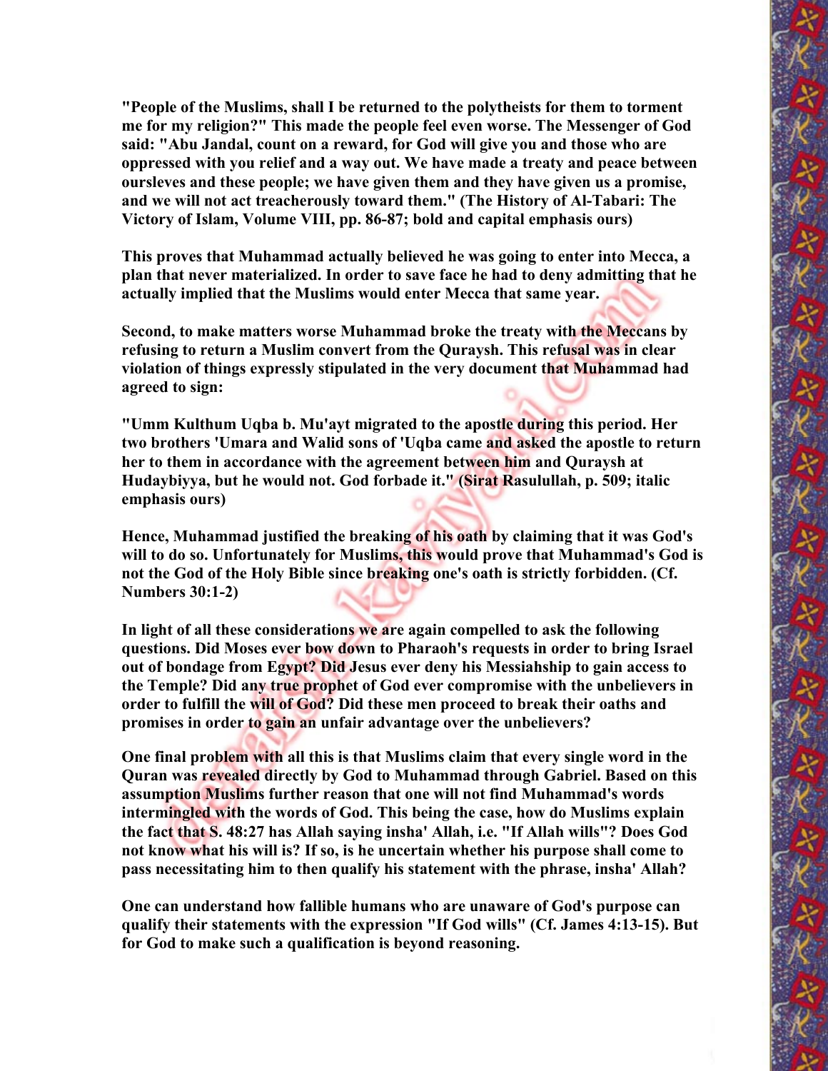**"People of the Muslims, shall I be returned to the polytheists for them to torment me for my religion?" This made the people feel even worse. The Messenger of God said: "Abu Jandal, count on a reward, for God will give you and those who are oppressed with you relief and a way out. We have made a treaty and peace between oursleves and these people; we have given them and they have given us a promise, and we will not act treacherously toward them." (The History of Al-Tabari: The Victory of Islam, Volume VIII, pp. 86-87; bold and capital emphasis ours)**

**This proves that Muhammad actually believed he was going to enter into Mecca, a plan that never materialized. In order to save face he had to deny admitting that he actually implied that the Muslims would enter Mecca that same year.**

**Second, to make matters worse Muhammad broke the treaty with the Meccans by refusing to return a Muslim convert from the Quraysh. This refusal was in clear violation of things expressly stipulated in the very document that Muhammad had agreed to sign:**

**"Umm Kulthum Uqba b. Mu'ayt migrated to the apostle during this period. Her two brothers 'Umara and Walid sons of 'Uqba came and asked the apostle to return her to them in accordance with the agreement between him and Quraysh at Hudaybiyya, but he would not. God forbade it." (Sirat Rasulullah, p. 509; italic emphasis ours)**

**Hence, Muhammad justified the breaking of his oath by claiming that it was God's will to do so. Unfortunately for Muslims, this would prove that Muhammad's God is not the God of the Holy Bible since breaking one's oath is strictly forbidden. (Cf. Numbers 30:1-2)**

**In light of all these considerations we are again compelled to ask the following questions. Did Moses ever bow down to Pharaoh's requests in order to bring Israel out of bondage from Egypt? Did Jesus ever deny his Messiahship to gain access to the Temple? Did any true prophet of God ever compromise with the unbelievers in order to fulfill the will of God? Did these men proceed to break their oaths and promises in order to gain an unfair advantage over the unbelievers?**

**One final problem with all this is that Muslims claim that every single word in the Quran was revealed directly by God to Muhammad through Gabriel. Based on this assumption Muslims further reason that one will not find Muhammad's words intermingled with the words of God. This being the case, how do Muslims explain the fact that S. 48:27 has Allah saying insha' Allah, i.e. "If Allah wills"? Does God not know what his will is? If so, is he uncertain whether his purpose shall come to pass necessitating him to then qualify his statement with the phrase, insha' Allah?**

**One can understand how fallible humans who are unaware of God's purpose can qualify their statements with the expression "If God wills" (Cf. James 4:13-15). But for God to make such a qualification is beyond reasoning.**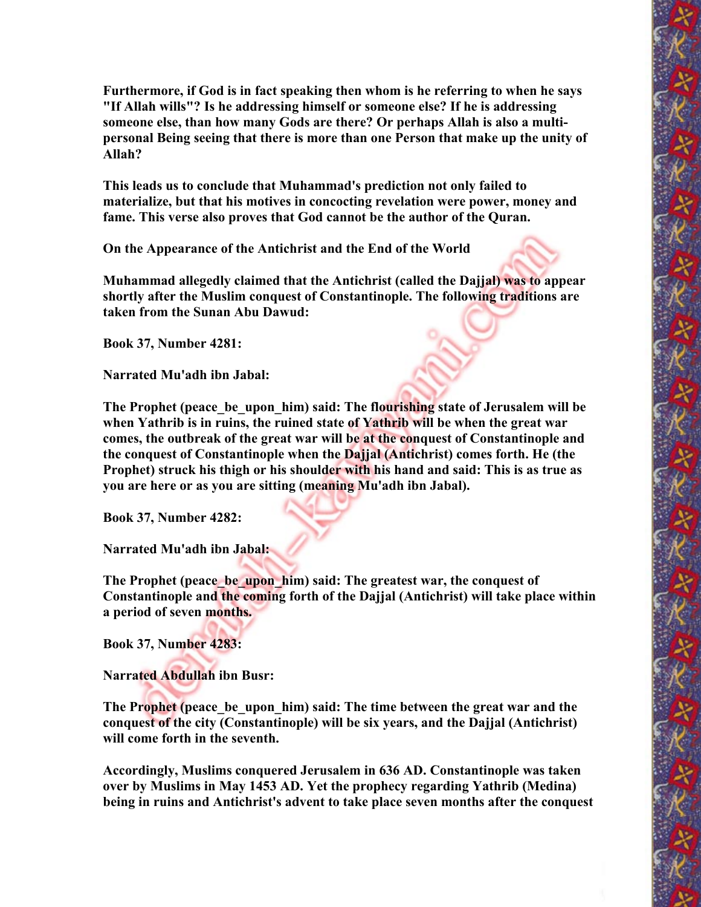**Furthermore, if God is in fact speaking then whom is he referring to when he says "If Allah wills"? Is he addressing himself or someone else? If he is addressing someone else, than how many Gods are there? Or perhaps Allah is also a multi-personal Being seeing that there is more than one Person that make up the unity of Allah?**

**This leads us to conclude that Muhammad's prediction not only failed to materialize, but that his motives in concocting revelation were power, money and fame. This verse also proves that God cannot be the author of the Quran.**

**On the Appearance of the Antichrist and the End of the World**

**Muhammad allegedly claimed that the Antichrist (called the Dajjal) was to appear shortly after the Muslim conquest of Constantinople. The following traditions are taken from the Sunan Abu Dawud:**

**Book 37, Number 4281:**

**Narrated Mu'adh ibn Jabal:**

**The Prophet (peace_be_upon_him) said: The flourishing state of Jerusalem will be when Yathrib is in ruins, the ruined state of Yathrib will be when the great war comes, the outbreak of the great war will be at the conquest of Constantinople and the conquest of Constantinople when the Dajjal (Antichrist) comes forth. He (the Prophet) struck his thigh or his shoulder with his hand and said: This is as true as you are here or as you are sitting (meaning Mu'adh ibn Jabal).**

**Book 37, Number 4282:**

**Narrated Mu'adh ibn Jabal:**

**The Prophet (peace_be_upon_him) said: The greatest war, the conquest of Constantinople and the coming forth of the Dajjal (Antichrist) will take place within a period of seven months.**

**Book 37, Number 4283:**

**Narrated Abdullah ibn Busr:**

**The Prophet (peace_be_upon_him) said: The time between the great war and the conquest of the city (Constantinople) will be six years, and the Dajjal (Antichrist) will come forth in the seventh.**

**Accordingly, Muslims conquered Jerusalem in 636 AD. Constantinople was taken over by Muslims in May 1453 AD. Yet the prophecy regarding Yathrib (Medina) being in ruins and Antichrist's advent to take place seven months after the conquest**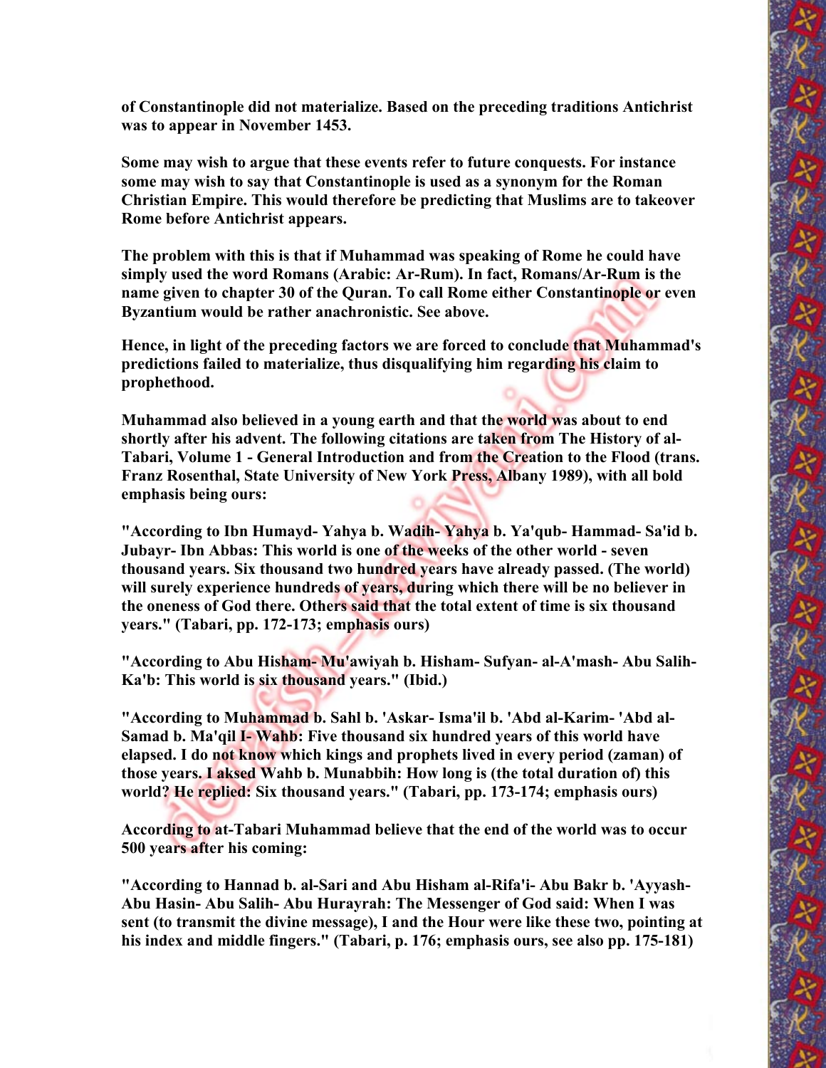**of Constantinople did not materialize. Based on the preceding traditions Antichrist was to appear in November 1453.**

**Some may wish to argue that these events refer to future conquests. For instance some may wish to say that Constantinople is used as a synonym for the Roman Christian Empire. This would therefore be predicting that Muslims are to takeover Rome before Antichrist appears.**

**The problem with this is that if Muhammad was speaking of Rome he could have simply used the word Romans (Arabic: Ar-Rum). In fact, Romans/Ar-Rum is the name given to chapter 30 of the Quran. To call Rome either Constantinople or even Byzantium would be rather anachronistic. See above.**

**Hence, in light of the preceding factors we are forced to conclude that Muhammad's predictions failed to materialize, thus disqualifying him regarding his claim to prophethood.**

**Muhammad also believed in a young earth and that the world was about to end shortly after his advent. The following citations are taken from The History of al-Tabari, Volume 1 - General Introduction and from the Creation to the Flood (trans. Franz Rosenthal, State University of New York Press, Albany 1989), with all bold emphasis being ours:**

**"According to Ibn Humayd- Yahya b. Wadih- Yahya b. Ya'qub- Hammad- Sa'id b. Jubayr- Ibn Abbas: This world is one of the weeks of the other world - seven thousand years. Six thousand two hundred years have already passed. (The world) will surely experience hundreds of years, during which there will be no believer in the oneness of God there. Others said that the total extent of time is six thousand years." (Tabari, pp. 172-173; emphasis ours)**

**"According to Abu Hisham- Mu'awiyah b. Hisham- Sufyan- al-A'mash- Abu Salih- Ka'b: This world is six thousand years." (Ibid.)**

**"According to Muhammad b. Sahl b. 'Askar- Isma'il b. 'Abd al-Karim- 'Abd al-Samad b. Ma'qil I- Wahb: Five thousand six hundred years of this world have elapsed. I do not know which kings and prophets lived in every period (zaman) of those years. I aksed Wahb b. Munabbih: How long is (the total duration of) this world? He replied: Six thousand years." (Tabari, pp. 173-174; emphasis ours)**

**According to at-Tabari Muhammad believe that the end of the world was to occur 500 years after his coming:**

**"According to Hannad b. al-Sari and Abu Hisham al-Rifa'i- Abu Bakr b. 'Ayyash- Abu Hasin- Abu Salih- Abu Hurayrah: The Messenger of God said: When I was sent (to transmit the divine message), I and the Hour were like these two, pointing at his index and middle fingers." (Tabari, p. 176; emphasis ours, see also pp. 175-181)**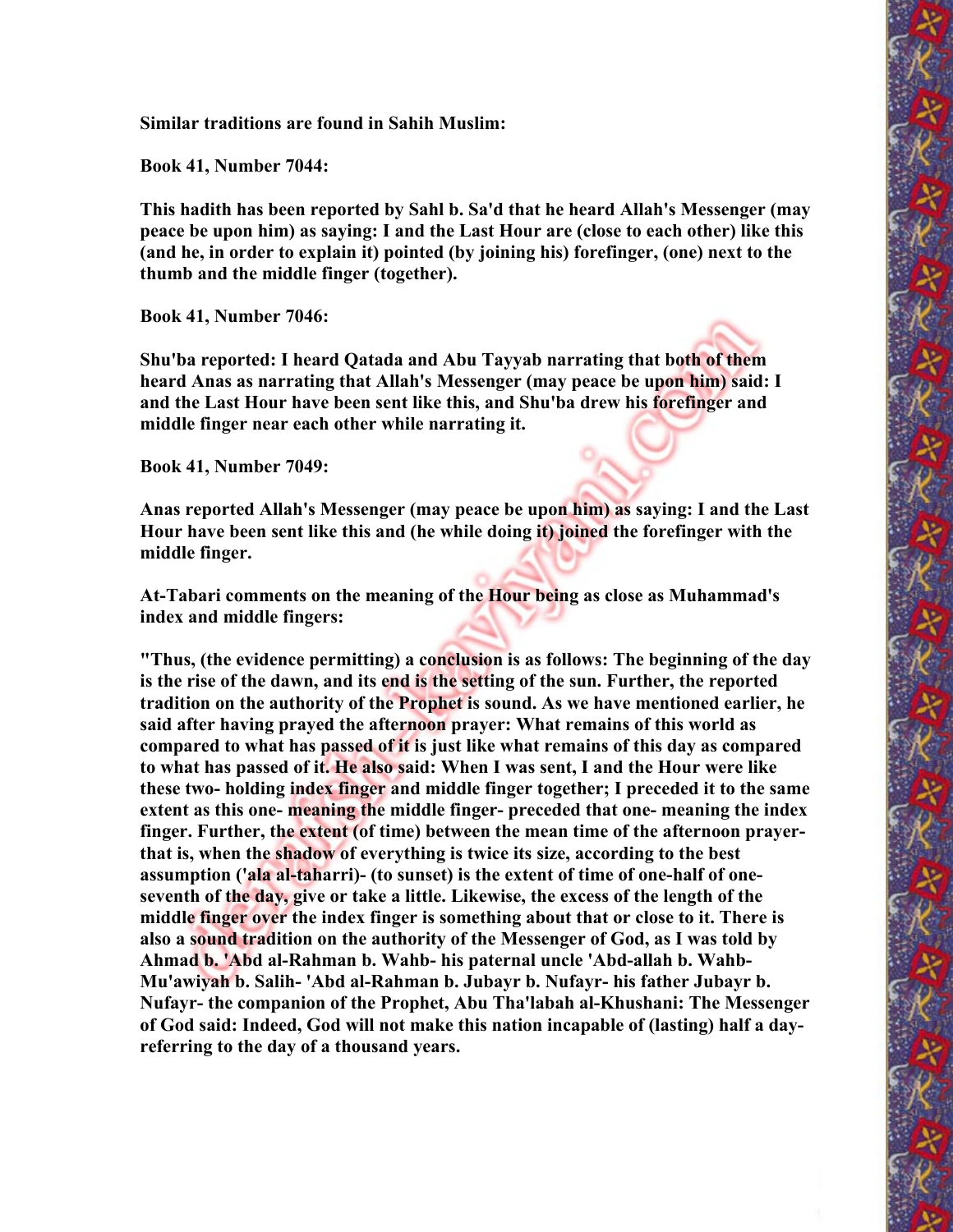**Similar traditions are found in Sahih Muslim:**

**Book 41, Number 7044:**

**This hadith has been reported by Sahl b. Sa'd that he heard Allah's Messenger (may peace be upon him) as saying: I and the Last Hour are (close to each other) like this (and he, in order to explain it) pointed (by joining his) forefinger, (one) next to the thumb and the middle finger (together).**

**Book 41, Number 7046:**

**Shu'ba reported: I heard Qatada and Abu Tayyab narrating that both of them heard Anas as narrating that Allah's Messenger (may peace be upon him) said: I and the Last Hour have been sent like this, and Shu'ba drew his forefinger and middle finger near each other while narrating it.**

**Book 41, Number 7049:**

**Anas reported Allah's Messenger (may peace be upon him) as saying: I and the Last Hour have been sent like this and (he while doing it) joined the forefinger with the middle finger.**

**At-Tabari comments on the meaning of the Hour being as close as Muhammad's index and middle fingers:**

**"Thus, (the evidence permitting) a conclusion is as follows: The beginning of the day is the rise of the dawn, and its end is the setting of the sun. Further, the reported tradition on the authority of the Prophet is sound. As we have mentioned earlier, he said after having prayed the afternoon prayer: What remains of this world as compared to what has passed of it is just like what remains of this day as compared to what has passed of it. He also said: When I was sent, I and the Hour were like these two- holding index finger and middle finger together; I preceded it to the same extent as this one- meaning the middle finger- preceded that one- meaning the index finger. Further, the extent (of time) between the mean time of the afternoon prayer- that is, when the shadow of everything is twice its size, according to the best assumption ('ala al-taharri)- (to sunset) is the extent of time of one-half of one-seventh of the day, give or take a little. Likewise, the excess of the length of the middle finger over the index finger is something about that or close to it. There is also a sound tradition on the authority of the Messenger of God, as I was told by Ahmad b. 'Abd al-Rahman b. Wahb- his paternal uncle 'Abd-allah b. Wahb- Mu'awiyah b. Salih- 'Abd al-Rahman b. Jubayr b. Nufayr- his father Jubayr b. Nufayr- the companion of the Prophet, Abu Tha'labah al-Khushani: The Messenger of God said: Indeed, God will not make this nation incapable of (lasting) half a day- referring to the day of a thousand years.**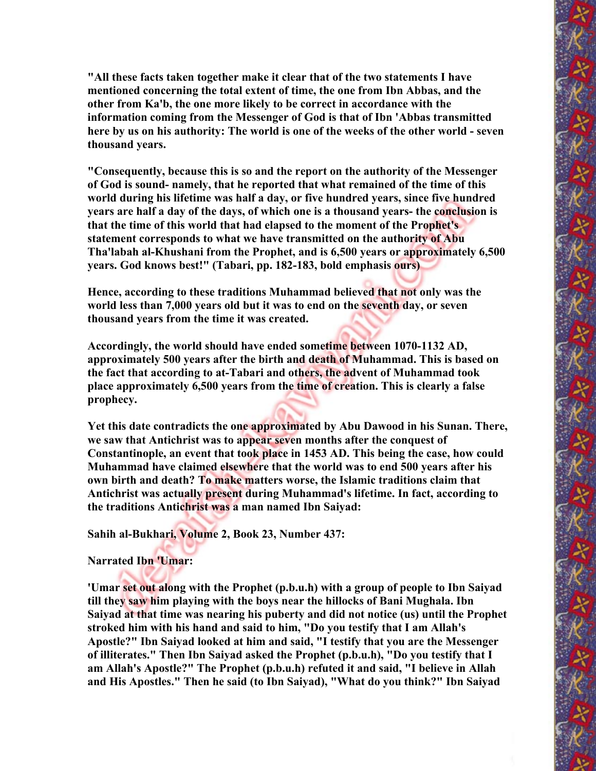**"All these facts taken together make it clear that of the two statements I have mentioned concerning the total extent of time, the one from Ibn Abbas, and the other from Ka'b, the one more likely to be correct in accordance with the information coming from the Messenger of God is that of Ibn 'Abbas transmitted here by us on his authority: The world is one of the weeks of the other world - seven thousand years.**

**"Consequently, because this is so and the report on the authority of the Messenger of God is sound- namely, that he reported that what remained of the time of this world during his lifetime was half a day, or five hundred years, since five hundred years are half a day of the days, of which one is a thousand years- the conclusion is that the time of this world that had elapsed to the moment of the Prophet's statement corresponds to what we have transmitted on the authority of Abu Tha'labah al-Khushani from the Prophet, and is 6,500 years or approximately 6,500 years. God knows best!" (Tabari, pp. 182-183, bold emphasis ours)**

**Hence, according to these traditions Muhammad believed that not only was the world less than 7,000 years old but it was to end on the seventh day, or seven thousand years from the time it was created.**

**Accordingly, the world should have ended sometime between 1070-1132 AD, approximately 500 years after the birth and death of Muhammad. This is based on the fact that according to at-Tabari and others, the advent of Muhammad took place approximately 6,500 years from the time of creation. This is clearly a false prophecy.**

**Yet this date contradicts the one approximated by Abu Dawood in his Sunan. There, we saw that Antichrist was to appear seven months after the conquest of Constantinople, an event that took place in 1453 AD. This being the case, how could Muhammad have claimed elsewhere that the world was to end 500 years after his own birth and death? To make matters worse, the Islamic traditions claim that Antichrist was actually present during Muhammad's lifetime. In fact, according to the traditions Antichrist was a man named Ibn Saiyad:**

**Sahih al-Bukhari, Volume 2, Book 23, Number 437:**

**Narrated Ibn 'Umar:**

**'Umar set out along with the Prophet (p.b.u.h) with a group of people to Ibn Saiyad till they saw him playing with the boys near the hillocks of Bani Mughala. Ibn Saiyad at that time was nearing his puberty and did not notice (us) until the Prophet stroked him with his hand and said to him, "Do you testify that I am Allah's Apostle?" Ibn Saiyad looked at him and said, "I testify that you are the Messenger of illiterates." Then Ibn Saiyad asked the Prophet (p.b.u.h), "Do you testify that I am Allah's Apostle?" The Prophet (p.b.u.h) refuted it and said, "I believe in Allah and His Apostles." Then he said (to Ibn Saiyad), "What do you think?" Ibn Saiyad**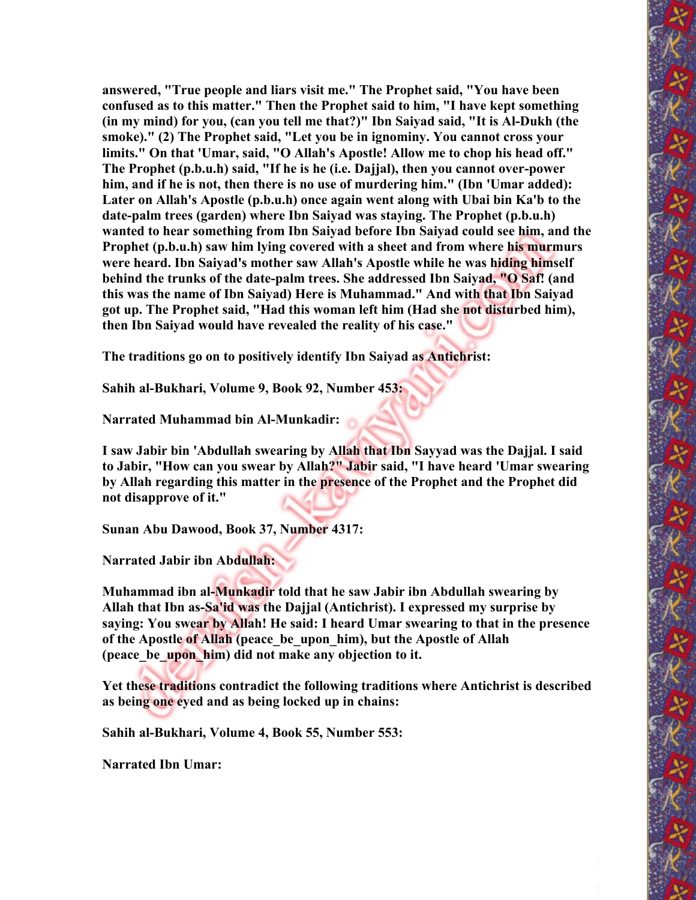**answered, "True people and liars visit me." The Prophet said, "You have been confused as to this matter." Then the Prophet said to him, "I have kept something (in my mind) for you, (can you tell me that?)" Ibn Saiyad said, "It is Al-Dukh (the smoke)." (2) The Prophet said, "Let you be in ignominy. You cannot cross your limits." On that 'Umar, said, "O Allah's Apostle! Allow me to chop his head off." The Prophet (p.b.u.h) said, "If he is he (i.e. Dajjal), then you cannot over-power him, and if he is not, then there is no use of murdering him." (Ibn 'Umar added): Later on Allah's Apostle (p.b.u.h) once again went along with Ubai bin Ka'b to the date-palm trees (garden) where Ibn Saiyad was staying. The Prophet (p.b.u.h) wanted to hear something from Ibn Saiyad before Ibn Saiyad could see him, and the Prophet (p.b.u.h) saw him lying covered with a sheet and from where his murmurs were heard. Ibn Saiyad's mother saw Allah's Apostle while he was hiding himself behind the trunks of the date-palm trees. She addressed Ibn Saiyad, "O Saf! (and this was the name of Ibn Saiyad) Here is Muhammad." And with that Ibn Saiyad got up. The Prophet said, "Had this woman left him (Had she not disturbed him), then Ibn Saiyad would have revealed the reality of his case."**

**The traditions go on to positively identify Ibn Saiyad as Antichrist:**

**Sahih al-Bukhari, Volume 9, Book 92, Number 453:**

**Narrated Muhammad bin Al-Munkadir:**

**I saw Jabir bin 'Abdullah swearing by Allah that Ibn Sayyad was the Dajjal. I said to Jabir, "How can you swear by Allah?" Jabir said, "I have heard 'Umar swearing by Allah regarding this matter in the presence of the Prophet and the Prophet did not disapprove of it."**

**Sunan Abu Dawood, Book 37, Number 4317:**

**Narrated Jabir ibn Abdullah:**

**Muhammad ibn al-Munkadir told that he saw Jabir ibn Abdullah swearing by Allah that Ibn as-Sa'id was the Dajjal (Antichrist). I expressed my surprise by saying: You swear by Allah! He said: I heard Umar swearing to that in the presence of the Apostle of Allah (peace_be_upon_him), but the Apostle of Allah (peace_be_upon_him) did not make any objection to it.**

**Yet these traditions contradict the following traditions where Antichrist is described as being one eyed and as being locked up in chains:**

**Sahih al-Bukhari, Volume 4, Book 55, Number 553:**

**Narrated Ibn Umar:**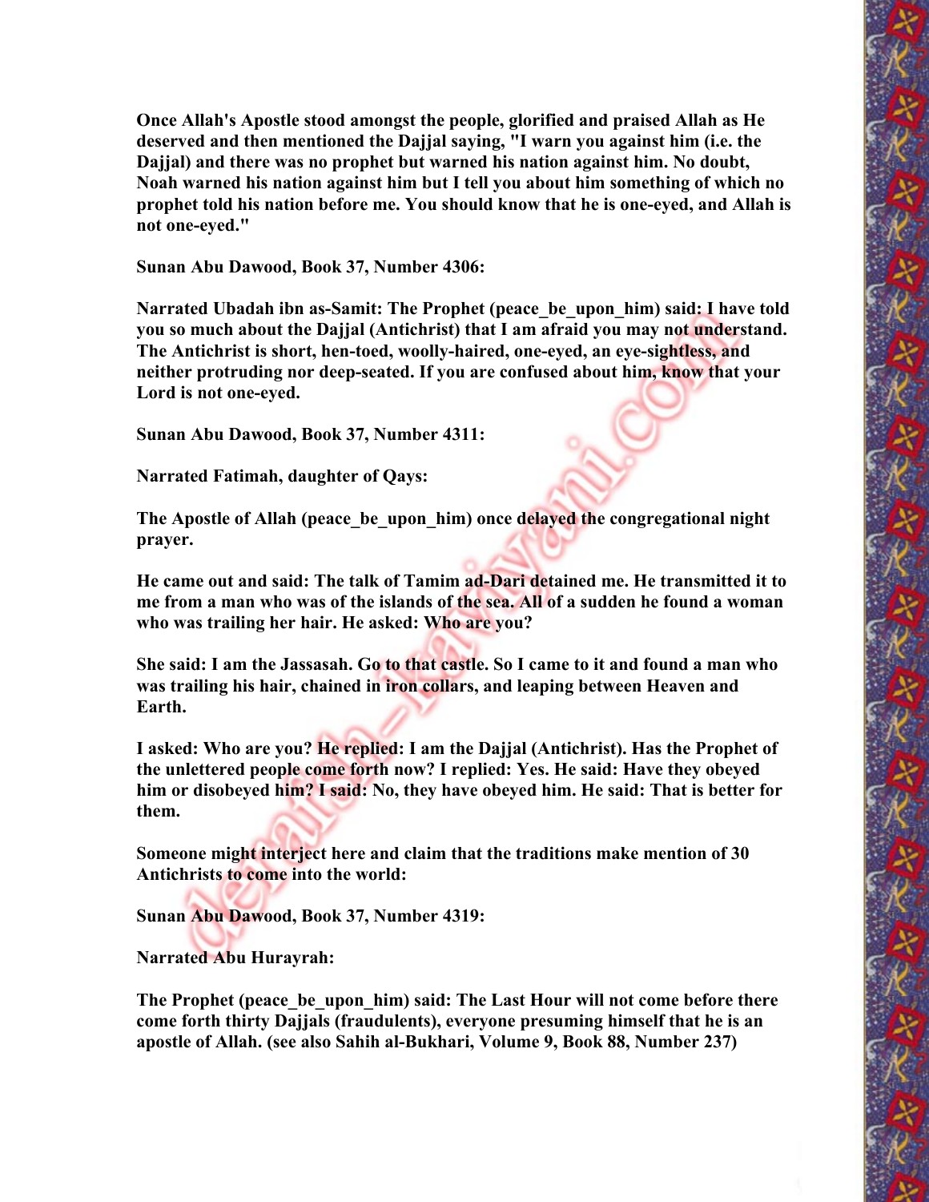**Once Allah's Apostle stood amongst the people, glorified and praised Allah as He deserved and then mentioned the Dajjal saying, "I warn you against him (i.e. the Dajjal) and there was no prophet but warned his nation against him. No doubt, Noah warned his nation against him but I tell you about him something of which no prophet told his nation before me. You should know that he is one-eyed, and Allah is not one-eyed."**

**Sunan Abu Dawood, Book 37, Number 4306:**

**Narrated Ubadah ibn as-Samit: The Prophet (peace_be_upon_him) said: I have told you so much about the Dajjal (Antichrist) that I am afraid you may not understand. The Antichrist is short, hen-toed, woolly-haired, one-eyed, an eye-sightless, and neither protruding nor deep-seated. If you are confused about him, know that your Lord is not one-eyed.**

**Sunan Abu Dawood, Book 37, Number 4311:**

**Narrated Fatimah, daughter of Qays:**

**The Apostle of Allah (peace_be_upon_him) once delayed the congregational night prayer.**

**He came out and said: The talk of Tamim ad-Dari detained me. He transmitted it to me from a man who was of the islands of the sea. All of a sudden he found a woman who was trailing her hair. He asked: Who are you?**

**She said: I am the Jassasah. Go to that castle. So I came to it and found a man who was trailing his hair, chained in iron collars, and leaping between Heaven and Earth.**

**I asked: Who are you? He replied: I am the Dajjal (Antichrist). Has the Prophet of the unlettered people come forth now? I replied: Yes. He said: Have they obeyed him or disobeyed him? I said: No, they have obeyed him. He said: That is better for them.**

**Someone might interject here and claim that the traditions make mention of 30 Antichrists to come into the world:**

**Sunan Abu Dawood, Book 37, Number 4319:**

**Narrated Abu Hurayrah:**

**The Prophet (peace_be_upon_him) said: The Last Hour will not come before there come forth thirty Dajjals (fraudulents), everyone presuming himself that he is an apostle of Allah. (see also Sahih al-Bukhari, Volume 9, Book 88, Number 237)**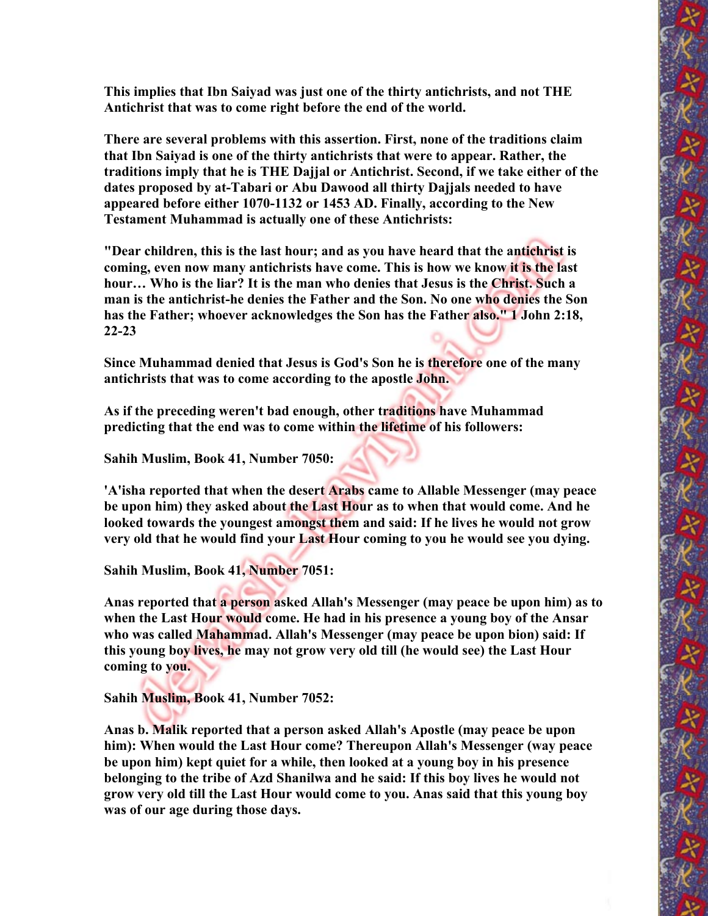**This implies that Ibn Saiyad was just one of the thirty antichrists, and not THE Antichrist that was to come right before the end of the world.**

**There are several problems with this assertion. First, none of the traditions claim that Ibn Saiyad is one of the thirty antichrists that were to appear. Rather, the traditions imply that he is THE Dajjal or Antichrist. Second, if we take either of the dates proposed by at-Tabari or Abu Dawood all thirty Dajjals needed to have appeared before either 1070-1132 or 1453 AD. Finally, according to the New Testament Muhammad is actually one of these Antichrists:**

**"Dear children, this is the last hour; and as you have heard that the antichrist is coming, even now many antichrists have come. This is how we know it is the last hour… Who is the liar? It is the man who denies that Jesus is the Christ. Such a man is the antichrist-he denies the Father and the Son. No one who denies the Son has the Father; whoever acknowledges the Son has the Father also." 1 John 2:18, 22-23**

**Since Muhammad denied that Jesus is God's Son he is therefore one of the many antichrists that was to come according to the apostle John.**

**As if the preceding weren't bad enough, other traditions have Muhammad predicting that the end was to come within the lifetime of his followers:**

**Sahih Muslim, Book 41, Number 7050:**

**'A'isha reported that when the desert Arabs came to Allable Messenger (may peace be upon him) they asked about the Last Hour as to when that would come. And he looked towards the youngest amongst them and said: If he lives he would not grow very old that he would find your Last Hour coming to you he would see you dying.**

**Sahih Muslim, Book 41, Number 7051:**

**Anas reported that a person asked Allah's Messenger (may peace be upon him) as to when the Last Hour would come. He had in his presence a young boy of the Ansar who was called Mahammad. Allah's Messenger (may peace be upon bion) said: If this young boy lives, he may not grow very old till (he would see) the Last Hour coming to you.**

**Sahih Muslim, Book 41, Number 7052:**

**Anas b. Malik reported that a person asked Allah's Apostle (may peace be upon him): When would the Last Hour come? Thereupon Allah's Messenger (way peace be upon him) kept quiet for a while, then looked at a young boy in his presence belonging to the tribe of Azd Shanilwa and he said: If this boy lives he would not grow very old till the Last Hour would come to you. Anas said that this young boy was of our age during those days.**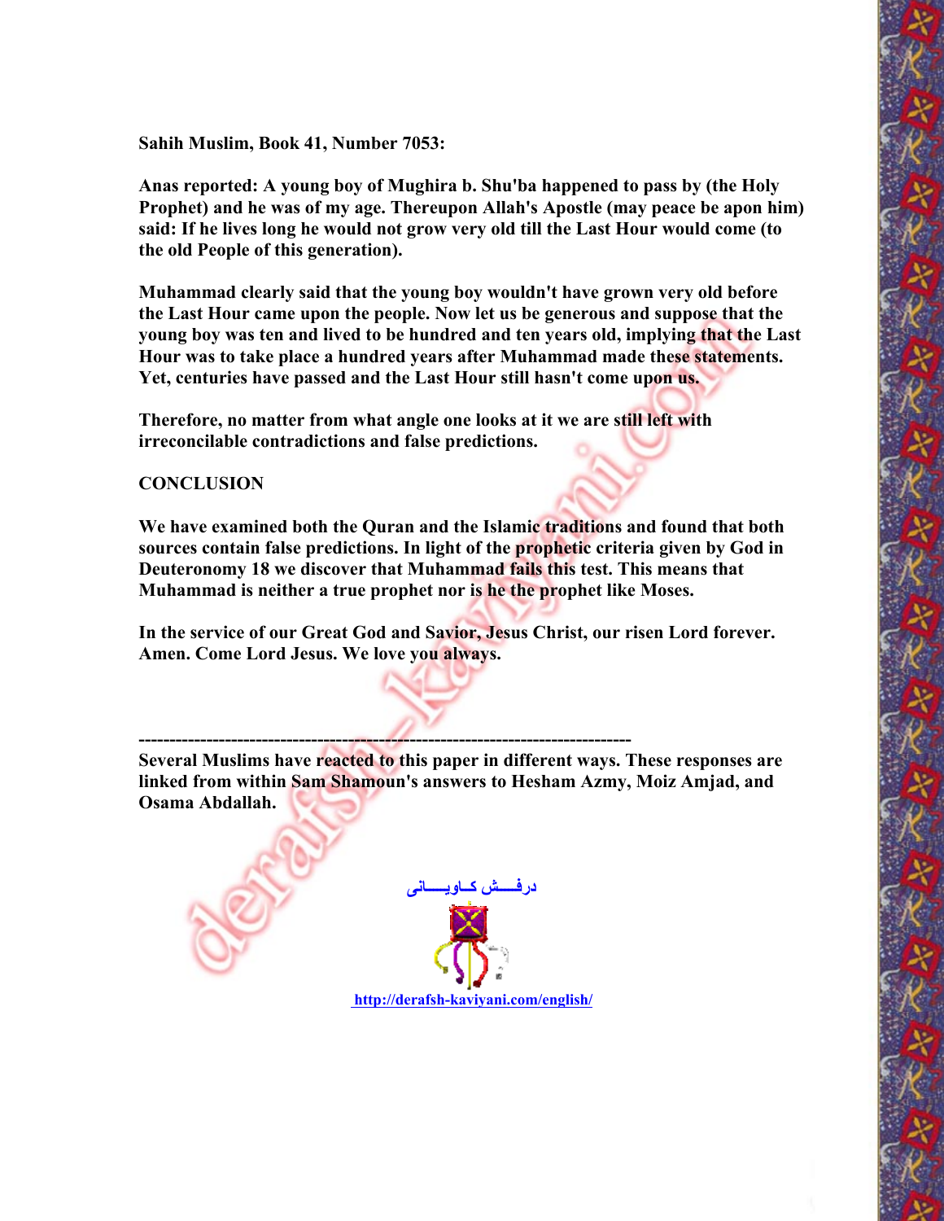**Sahih Muslim, Book 41, Number 7053:**

**Anas reported: A young boy of Mughira b. Shu'ba happened to pass by (the Holy Prophet) and he was of my age. Thereupon Allah's Apostle (may peace be apon him) said: If he lives long he would not grow very old till the Last Hour would come (to the old People of this generation).**

**Muhammad clearly said that the young boy wouldn't have grown very old before the Last Hour came upon the people. Now let us be generous and suppose that the young boy was ten and lived to be hundred and ten years old, implying that the Last Hour was to take place a hundred years after Muhammad made these statements. Yet, centuries have passed and the Last Hour still hasn't come upon us.**

**Therefore, no matter from what angle one looks at it we are still left with irreconcilable contradictions and false predictions.**

**CONCLUSION**

**We have examined both the Quran and the Islamic traditions and found that both sources contain false predictions. In light of the prophetic criteria given by God in Deuteronomy 18 we discover that Muhammad fails this test. This means that Muhammad is neither a true prophet nor is he the prophet like Moses.**

**In the service of our Great God and Savior, Jesus Christ, our risen Lord forever. Amen. Come Lord Jesus. We love you always.**

---

**Several Muslims have reacted to this paper in different ways. These responses are linked from within Sam Shamoun's answers to Hesham Azmy, Moiz Amjad, and Osama Abdallah.**

درفـــش کــاویـــانی

http://derafsh-kaviyani.com/english/